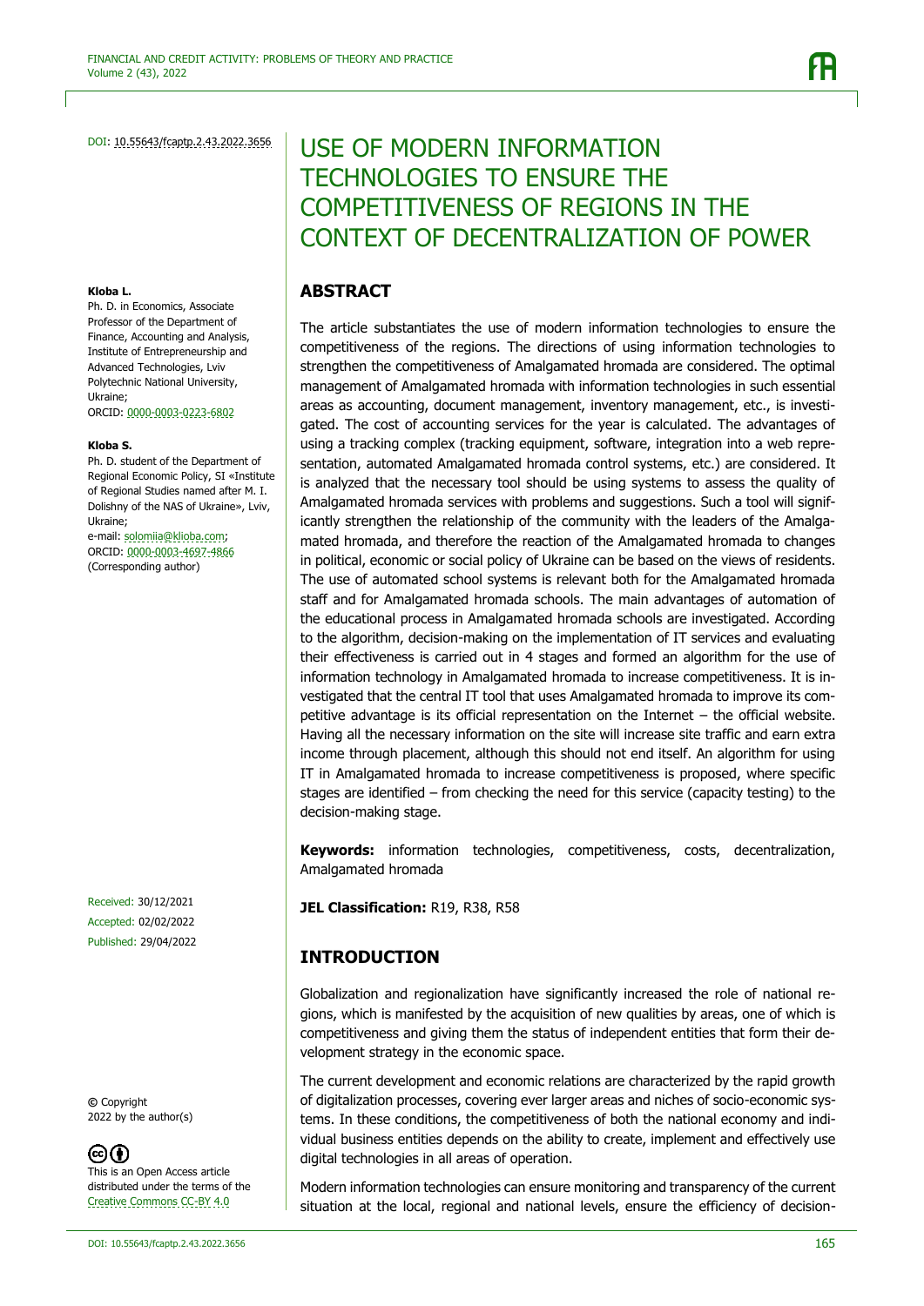DOI: 10.55643/fcaptp.2.43.2022.3656

# USE OF MODERN INFORMATION TECHNOLOGIES TO ENSURE THE COMPETITIVENESS OF REGIONS IN THE CONTEXT OF DECENTRALIZATION OF POWER

**Kloba L.**
Ph. D. in Economics, Associate Professor of the Department of Finance, Accounting and Analysis, Institute of Entrepreneurship and Advanced Technologies, Lviv Polytechnic National University, Ukraine;
ORCID: 0000-0003-0223-6802

**Kloba S.**
Ph. D. student of the Department of Regional Economic Policy, SI «Institute of Regional Studies named after M. I. Dolishny of the NAS of Ukraine», Lviv, Ukraine;
e-mail: solomiia@klioba.com;
ORCID: 0000-0003-4697-4866
(Corresponding author)

Received: 30/12/2021
Accepted: 02/02/2022
Published: 29/04/2022

© Copyright 2022 by the author(s)

This is an Open Access article distributed under the terms of the Creative Commons CC-BY 4.0

## ABSTRACT

The article substantiates the use of modern information technologies to ensure the competitiveness of the regions. The directions of using information technologies to strengthen the competitiveness of Amalgamated hromada are considered. The optimal management of Amalgamated hromada with information technologies in such essential areas as accounting, document management, inventory management, etc., is investigated. The cost of accounting services for the year is calculated. The advantages of using a tracking complex (tracking equipment, software, integration into a web representation, automated Amalgamated hromada control systems, etc.) are considered. It is analyzed that the necessary tool should be using systems to assess the quality of Amalgamated hromada services with problems and suggestions. Such a tool will significantly strengthen the relationship of the community with the leaders of the Amalgamated hromada, and therefore the reaction of the Amalgamated hromada to changes in political, economic or social policy of Ukraine can be based on the views of residents. The use of automated school systems is relevant both for the Amalgamated hromada staff and for Amalgamated hromada schools. The main advantages of automation of the educational process in Amalgamated hromada schools are investigated. According to the algorithm, decision-making on the implementation of IT services and evaluating their effectiveness is carried out in 4 stages and formed an algorithm for the use of information technology in Amalgamated hromada to increase competitiveness. It is investigated that the central IT tool that uses Amalgamated hromada to improve its competitive advantage is its official representation on the Internet – the official website. Having all the necessary information on the site will increase site traffic and earn extra income through placement, although this should not end itself. An algorithm for using IT in Amalgamated hromada to increase competitiveness is proposed, where specific stages are identified – from checking the need for this service (capacity testing) to the decision-making stage.

**Keywords:** information technologies, competitiveness, costs, decentralization, Amalgamated hromada

**JEL Classification:** R19, R38, R58

## INTRODUCTION

Globalization and regionalization have significantly increased the role of national regions, which is manifested by the acquisition of new qualities by areas, one of which is competitiveness and giving them the status of independent entities that form their development strategy in the economic space.

The current development and economic relations are characterized by the rapid growth of digitalization processes, covering ever larger areas and niches of socio-economic systems. In these conditions, the competitiveness of both the national economy and individual business entities depends on the ability to create, implement and effectively use digital technologies in all areas of operation.

Modern information technologies can ensure monitoring and transparency of the current situation at the local, regional and national levels, ensure the efficiency of decision-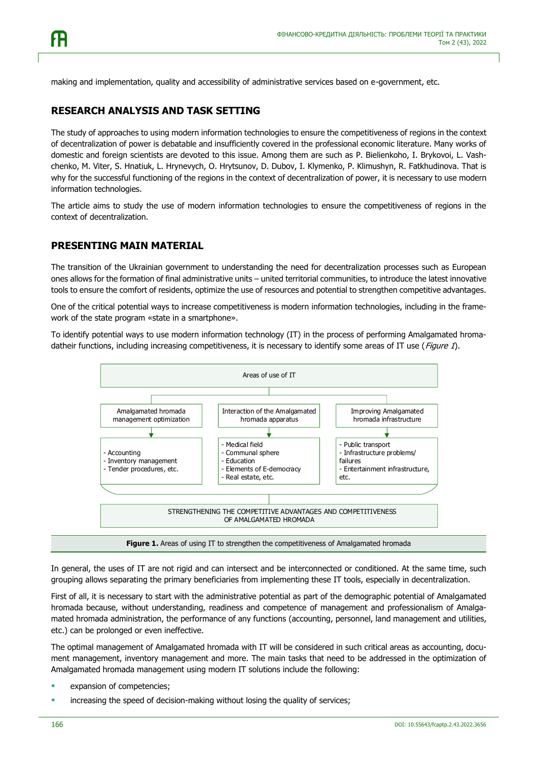making and implementation, quality and accessibility of administrative services based on e-government, etc.

## RESEARCH ANALYSIS AND TASK SETTING

The study of approaches to using modern information technologies to ensure the competitiveness of regions in the context of decentralization of power is debatable and insufficiently covered in the professional economic literature. Many works of domestic and foreign scientists are devoted to this issue. Among them are such as P. Bielienkoho, I. Brykovoi, L. Vashchenko, M. Viter, S. Hnatiuk, L. Hrynevych, O. Hrytsunov, D. Dubov, I. Klymenko, P. Klimushyn, R. Fatkhudinova. That is why for the successful functioning of the regions in the context of decentralization of power, it is necessary to use modern information technologies.

The article aims to study the use of modern information technologies to ensure the competitiveness of regions in the context of decentralization.

## PRESENTING MAIN MATERIAL

The transition of the Ukrainian government to understanding the need for decentralization processes such as European ones allows for the formation of final administrative units – united territorial communities, to introduce the latest innovative tools to ensure the comfort of residents, optimize the use of resources and potential to strengthen competitive advantages.

One of the critical potential ways to increase competitiveness is modern information technologies, including in the framework of the state program «state in a smartphone».

To identify potential ways to use modern information technology (IT) in the process of performing Amalgamated hromadatheir functions, including increasing competitiveness, it is necessary to identify some areas of IT use (*Figure 1*).

Areas of use of IT

| Amalgamated hromada management optimization | Interaction of the Amalgamated hromada apparatus | Improving Amalgamated hromada infrastructure |
|---|---|---|
| - Accounting<br>- Inventory management<br>- Tender procedures, etc. | - Medical field<br>- Communal sphere<br>- Education<br>- Elements of E-democracy<br>- Real estate, etc. | - Public transport<br>- Infrastructure problems/ failures<br>- Entertainment infrastructure, etc. |

STRENGTHENING THE COMPETITIVE ADVANTAGES AND COMPETITIVENESS OF AMALGAMATED HROMADA

**Figure 1.** Areas of using IT to strengthen the competitiveness of Amalgamated hromada

In general, the uses of IT are not rigid and can intersect and be interconnected or conditioned. At the same time, such grouping allows separating the primary beneficiaries from implementing these IT tools, especially in decentralization.

First of all, it is necessary to start with the administrative potential as part of the demographic potential of Amalgamated hromada because, without understanding, readiness and competence of management and professionalism of Amalgamated hromada administration, the performance of any functions (accounting, personnel, land management and utilities, etc.) can be prolonged or even ineffective.

The optimal management of Amalgamated hromada with IT will be considered in such critical areas as accounting, document management, inventory management and more. The main tasks that need to be addressed in the optimization of Amalgamated hromada management using modern IT solutions include the following:

- expansion of competencies;
- increasing the speed of decision-making without losing the quality of services;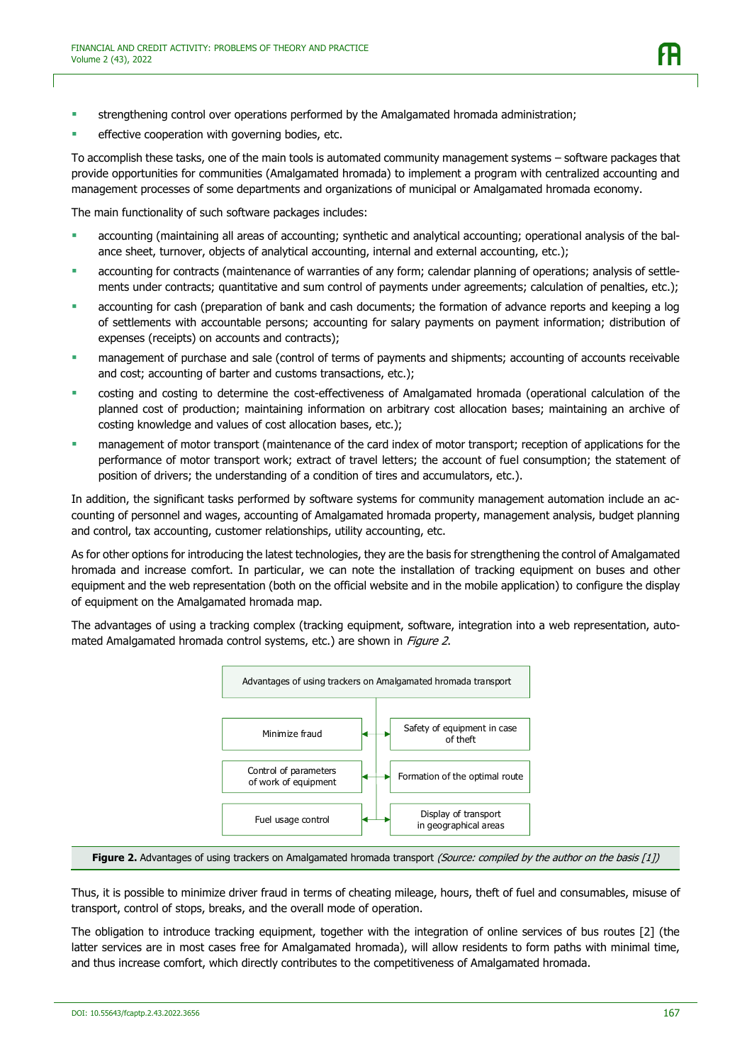- strengthening control over operations performed by the Amalgamated hromada administration;
- effective cooperation with governing bodies, etc.

To accomplish these tasks, one of the main tools is automated community management systems – software packages that provide opportunities for communities (Amalgamated hromada) to implement a program with centralized accounting and management processes of some departments and organizations of municipal or Amalgamated hromada economy.

The main functionality of such software packages includes:

- accounting (maintaining all areas of accounting; synthetic and analytical accounting; operational analysis of the balance sheet, turnover, objects of analytical accounting, internal and external accounting, etc.);
- accounting for contracts (maintenance of warranties of any form; calendar planning of operations; analysis of settlements under contracts; quantitative and sum control of payments under agreements; calculation of penalties, etc.);
- accounting for cash (preparation of bank and cash documents; the formation of advance reports and keeping a log of settlements with accountable persons; accounting for salary payments on payment information; distribution of expenses (receipts) on accounts and contracts);
- management of purchase and sale (control of terms of payments and shipments; accounting of accounts receivable and cost; accounting of barter and customs transactions, etc.);
- costing and costing to determine the cost-effectiveness of Amalgamated hromada (operational calculation of the planned cost of production; maintaining information on arbitrary cost allocation bases; maintaining an archive of costing knowledge and values of cost allocation bases, etc.);
- management of motor transport (maintenance of the card index of motor transport; reception of applications for the performance of motor transport work; extract of travel letters; the account of fuel consumption; the statement of position of drivers; the understanding of a condition of tires and accumulators, etc.).

In addition, the significant tasks performed by software systems for community management automation include an accounting of personnel and wages, accounting of Amalgamated hromada property, management analysis, budget planning and control, tax accounting, customer relationships, utility accounting, etc.

As for other options for introducing the latest technologies, they are the basis for strengthening the control of Amalgamated hromada and increase comfort. In particular, we can note the installation of tracking equipment on buses and other equipment and the web representation (both on the official website and in the mobile application) to configure the display of equipment on the Amalgamated hromada map.

The advantages of using a tracking complex (tracking equipment, software, integration into a web representation, automated Amalgamated hromada control systems, etc.) are shown in *Figure 2*.

Advantages of using trackers on Amalgamated hromada transport

- Minimize fraud
- Safety of equipment in case of theft
- Control of parameters of work of equipment
- Formation of the optimal route
- Fuel usage control
- Display of transport in geographical areas

**Figure 2.** Advantages of using trackers on Amalgamated hromada transport *(Source: compiled by the author on the basis [1])*

Thus, it is possible to minimize driver fraud in terms of cheating mileage, hours, theft of fuel and consumables, misuse of transport, control of stops, breaks, and the overall mode of operation.

The obligation to introduce tracking equipment, together with the integration of online services of bus routes [2] (the latter services are in most cases free for Amalgamated hromada), will allow residents to form paths with minimal time, and thus increase comfort, which directly contributes to the competitiveness of Amalgamated hromada.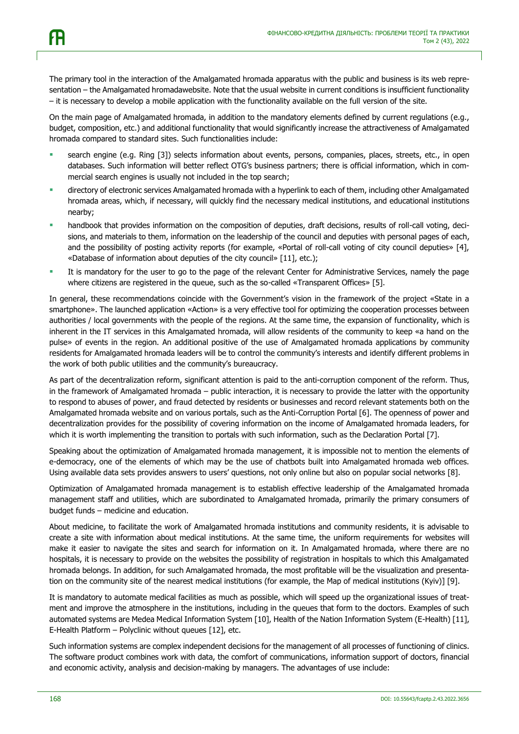The primary tool in the interaction of the Amalgamated hromada apparatus with the public and business is its web representation – the Amalgamated hromadawebsite. Note that the usual website in current conditions is insufficient functionality – it is necessary to develop a mobile application with the functionality available on the full version of the site.

On the main page of Amalgamated hromada, in addition to the mandatory elements defined by current regulations (e.g., budget, composition, etc.) and additional functionality that would significantly increase the attractiveness of Amalgamated hromada compared to standard sites. Such functionalities include:

- search engine (e.g. Ring [3]) selects information about events, persons, companies, places, streets, etc., in open databases. Such information will better reflect OTG's business partners; there is official information, which in commercial search engines is usually not included in the top search;
- directory of electronic services Amalgamated hromada with a hyperlink to each of them, including other Amalgamated hromada areas, which, if necessary, will quickly find the necessary medical institutions, and educational institutions nearby;
- handbook that provides information on the composition of deputies, draft decisions, results of roll-call voting, decisions, and materials to them, information on the leadership of the council and deputies with personal pages of each, and the possibility of posting activity reports (for example, «Portal of roll-call voting of city council deputies» [4], «Database of information about deputies of the city council» [11], etc.);
- It is mandatory for the user to go to the page of the relevant Center for Administrative Services, namely the page where citizens are registered in the queue, such as the so-called «Transparent Offices» [5].

In general, these recommendations coincide with the Government's vision in the framework of the project «State in a smartphone». The launched application «Action» is a very effective tool for optimizing the cooperation processes between authorities / local governments with the people of the regions. At the same time, the expansion of functionality, which is inherent in the IT services in this Amalgamated hromada, will allow residents of the community to keep «a hand on the pulse» of events in the region. An additional positive of the use of Amalgamated hromada applications by community residents for Amalgamated hromada leaders will be to control the community's interests and identify different problems in the work of both public utilities and the community's bureaucracy.

As part of the decentralization reform, significant attention is paid to the anti-corruption component of the reform. Thus, in the framework of Amalgamated hromada – public interaction, it is necessary to provide the latter with the opportunity to respond to abuses of power, and fraud detected by residents or businesses and record relevant statements both on the Amalgamated hromada website and on various portals, such as the Anti-Corruption Portal [6]. The openness of power and decentralization provides for the possibility of covering information on the income of Amalgamated hromada leaders, for which it is worth implementing the transition to portals with such information, such as the Declaration Portal [7].

Speaking about the optimization of Amalgamated hromada management, it is impossible not to mention the elements of e-democracy, one of the elements of which may be the use of chatbots built into Amalgamated hromada web offices. Using available data sets provides answers to users' questions, not only online but also on popular social networks [8].

Optimization of Amalgamated hromada management is to establish effective leadership of the Amalgamated hromada management staff and utilities, which are subordinated to Amalgamated hromada, primarily the primary consumers of budget funds – medicine and education.

About medicine, to facilitate the work of Amalgamated hromada institutions and community residents, it is advisable to create a site with information about medical institutions. At the same time, the uniform requirements for websites will make it easier to navigate the sites and search for information on it. In Amalgamated hromada, where there are no hospitals, it is necessary to provide on the websites the possibility of registration in hospitals to which this Amalgamated hromada belongs. In addition, for such Amalgamated hromada, the most profitable will be the visualization and presentation on the community site of the nearest medical institutions (for example, the Map of medical institutions (Kyiv)] [9].

It is mandatory to automate medical facilities as much as possible, which will speed up the organizational issues of treatment and improve the atmosphere in the institutions, including in the queues that form to the doctors. Examples of such automated systems are Medea Medical Information System [10], Health of the Nation Information System (E-Health) [11], E-Health Platform – Polyclinic without queues [12], etc.

Such information systems are complex independent decisions for the management of all processes of functioning of clinics. The software product combines work with data, the comfort of communications, information support of doctors, financial and economic activity, analysis and decision-making by managers. The advantages of use include: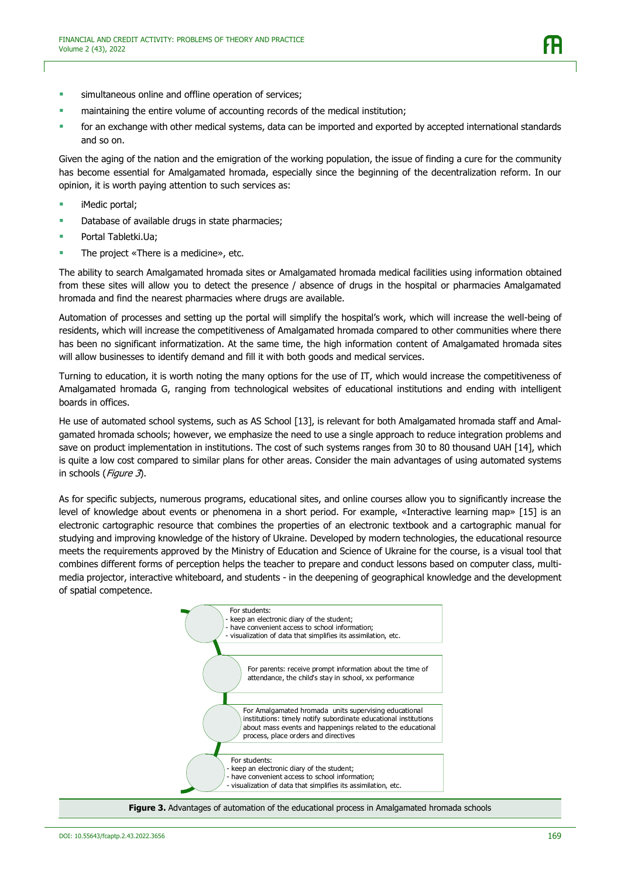- simultaneous online and offline operation of services;
- maintaining the entire volume of accounting records of the medical institution;
- for an exchange with other medical systems, data can be imported and exported by accepted international standards and so on.

Given the aging of the nation and the emigration of the working population, the issue of finding a cure for the community has become essential for Amalgamated hromada, especially since the beginning of the decentralization reform. In our opinion, it is worth paying attention to such services as:

- iMedic portal;
- Database of available drugs in state pharmacies;
- Portal Tabletki.Ua;
- The project «There is a medicine», etc.

The ability to search Amalgamated hromada sites or Amalgamated hromada medical facilities using information obtained from these sites will allow you to detect the presence / absence of drugs in the hospital or pharmacies Amalgamated hromada and find the nearest pharmacies where drugs are available.

Automation of processes and setting up the portal will simplify the hospital's work, which will increase the well-being of residents, which will increase the competitiveness of Amalgamated hromada compared to other communities where there has been no significant informatization. At the same time, the high information content of Amalgamated hromada sites will allow businesses to identify demand and fill it with both goods and medical services.

Turning to education, it is worth noting the many options for the use of IT, which would increase the competitiveness of Amalgamated hromada G, ranging from technological websites of educational institutions and ending with intelligent boards in offices.

He use of automated school systems, such as AS School [13], is relevant for both Amalgamated hromada staff and Amalgamated hromada schools; however, we emphasize the need to use a single approach to reduce integration problems and save on product implementation in institutions. The cost of such systems ranges from 30 to 80 thousand UAH [14], which is quite a low cost compared to similar plans for other areas. Consider the main advantages of using automated systems in schools (*Figure 3*).

As for specific subjects, numerous programs, educational sites, and online courses allow you to significantly increase the level of knowledge about events or phenomena in a short period. For example, «Interactive learning map» [15] is an electronic cartographic resource that combines the properties of an electronic textbook and a cartographic manual for studying and improving knowledge of the history of Ukraine. Developed by modern technologies, the educational resource meets the requirements approved by the Ministry of Education and Science of Ukraine for the course, is a visual tool that combines different forms of perception helps the teacher to prepare and conduct lessons based on computer class, multimedia projector, interactive whiteboard, and students - in the deepening of geographical knowledge and the development of spatial competence.

For students:
- keep an electronic diary of the student;
- have convenient access to school information;
- visualization of data that simplifies its assimilation, etc.

For parents: receive prompt information about the time of attendance, the child's stay in school, xx performance

For Amalgamated hromada units supervising educational institutions: timely notify subordinate educational institutions about mass events and happenings related to the educational process, place orders and directives

For students:
- keep an electronic diary of the student;
- have convenient access to school information;
- visualization of data that simplifies its assimilation, etc.

**Figure 3.** Advantages of automation of the educational process in Amalgamated hromada schools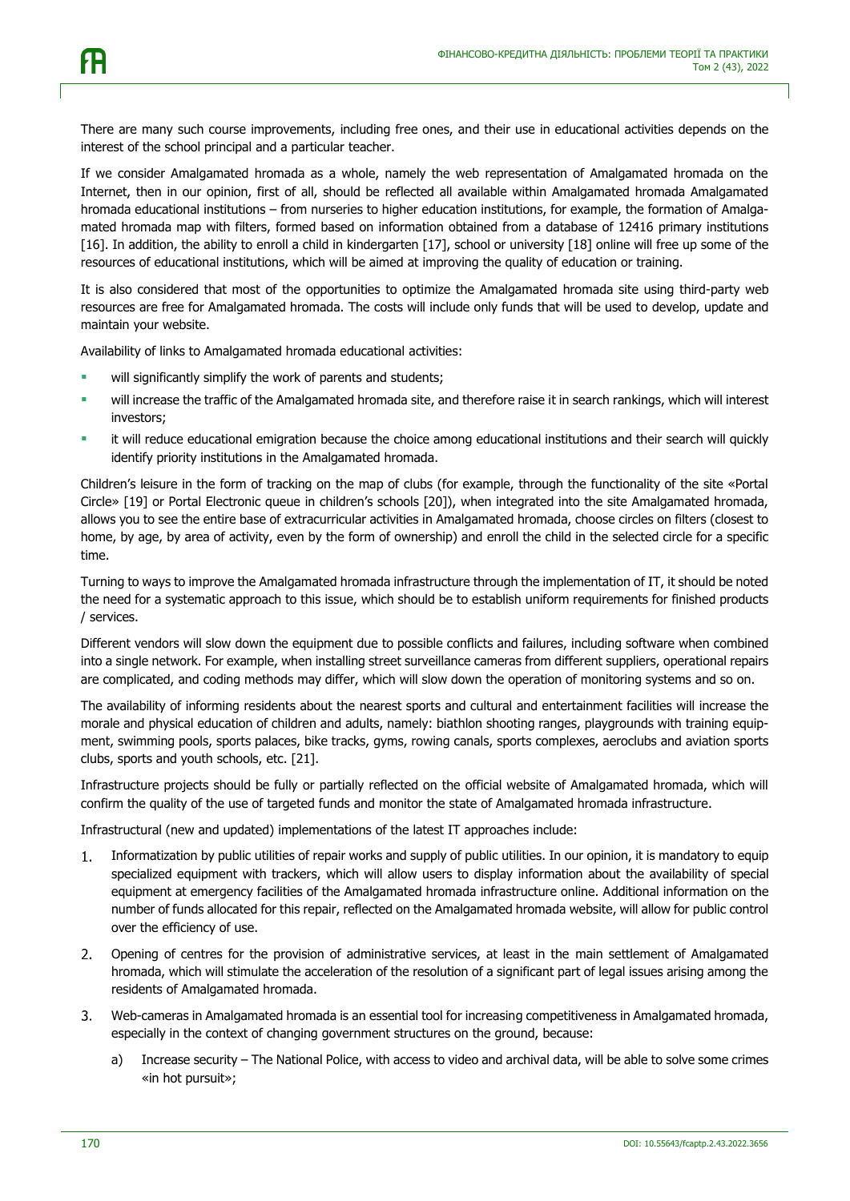There are many such course improvements, including free ones, and their use in educational activities depends on the interest of the school principal and a particular teacher.

If we consider Amalgamated hromada as a whole, namely the web representation of Amalgamated hromada on the Internet, then in our opinion, first of all, should be reflected all available within Amalgamated hromada Amalgamated hromada educational institutions – from nurseries to higher education institutions, for example, the formation of Amalgamated hromada map with filters, formed based on information obtained from a database of 12416 primary institutions [16]. In addition, the ability to enroll a child in kindergarten [17], school or university [18] online will free up some of the resources of educational institutions, which will be aimed at improving the quality of education or training.

It is also considered that most of the opportunities to optimize the Amalgamated hromada site using third-party web resources are free for Amalgamated hromada. The costs will include only funds that will be used to develop, update and maintain your website.

Availability of links to Amalgamated hromada educational activities:

- will significantly simplify the work of parents and students;
- will increase the traffic of the Amalgamated hromada site, and therefore raise it in search rankings, which will interest investors;
- it will reduce educational emigration because the choice among educational institutions and their search will quickly identify priority institutions in the Amalgamated hromada.

Children's leisure in the form of tracking on the map of clubs (for example, through the functionality of the site «Portal Circle» [19] or Portal Electronic queue in children's schools [20]), when integrated into the site Amalgamated hromada, allows you to see the entire base of extracurricular activities in Amalgamated hromada, choose circles on filters (closest to home, by age, by area of activity, even by the form of ownership) and enroll the child in the selected circle for a specific time.

Turning to ways to improve the Amalgamated hromada infrastructure through the implementation of IT, it should be noted the need for a systematic approach to this issue, which should be to establish uniform requirements for finished products / services.

Different vendors will slow down the equipment due to possible conflicts and failures, including software when combined into a single network. For example, when installing street surveillance cameras from different suppliers, operational repairs are complicated, and coding methods may differ, which will slow down the operation of monitoring systems and so on.

The availability of informing residents about the nearest sports and cultural and entertainment facilities will increase the morale and physical education of children and adults, namely: biathlon shooting ranges, playgrounds with training equipment, swimming pools, sports palaces, bike tracks, gyms, rowing canals, sports complexes, aeroclubs and aviation sports clubs, sports and youth schools, etc. [21].

Infrastructure projects should be fully or partially reflected on the official website of Amalgamated hromada, which will confirm the quality of the use of targeted funds and monitor the state of Amalgamated hromada infrastructure.

Infrastructural (new and updated) implementations of the latest IT approaches include:

1. Informatization by public utilities of repair works and supply of public utilities. In our opinion, it is mandatory to equip specialized equipment with trackers, which will allow users to display information about the availability of special equipment at emergency facilities of the Amalgamated hromada infrastructure online. Additional information on the number of funds allocated for this repair, reflected on the Amalgamated hromada website, will allow for public control over the efficiency of use.
2. Opening of centres for the provision of administrative services, at least in the main settlement of Amalgamated hromada, which will stimulate the acceleration of the resolution of a significant part of legal issues arising among the residents of Amalgamated hromada.
3. Web-cameras in Amalgamated hromada is an essential tool for increasing competitiveness in Amalgamated hromada, especially in the context of changing government structures on the ground, because:
   a) Increase security – The National Police, with access to video and archival data, will be able to solve some crimes «in hot pursuit»;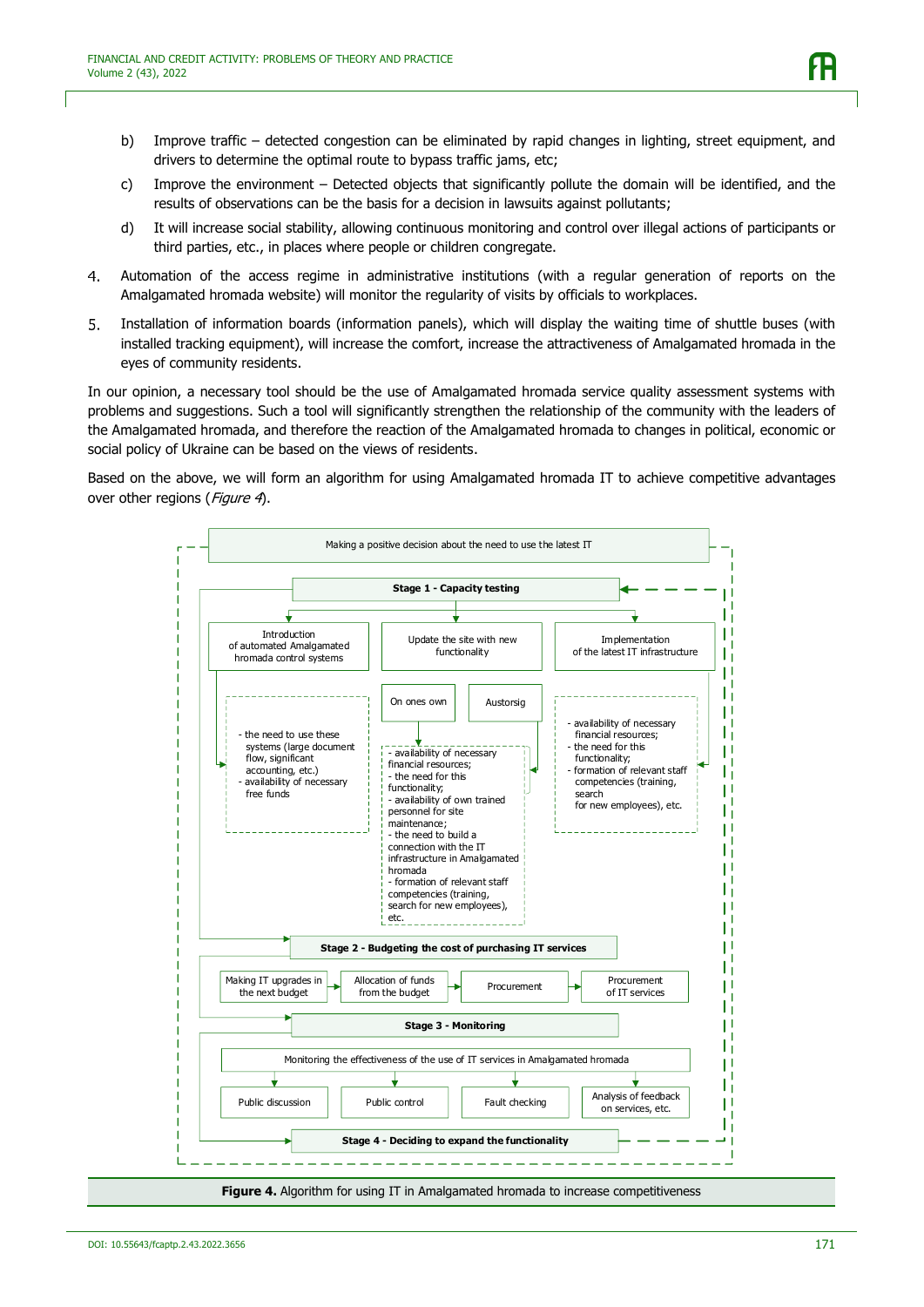b) Improve traffic – detected congestion can be eliminated by rapid changes in lighting, street equipment, and drivers to determine the optimal route to bypass traffic jams, etc;

c) Improve the environment – Detected objects that significantly pollute the domain will be identified, and the results of observations can be the basis for a decision in lawsuits against pollutants;

d) It will increase social stability, allowing continuous monitoring and control over illegal actions of participants or third parties, etc., in places where people or children congregate.

4. Automation of the access regime in administrative institutions (with a regular generation of reports on the Amalgamated hromada website) will monitor the regularity of visits by officials to workplaces.

5. Installation of information boards (information panels), which will display the waiting time of shuttle buses (with installed tracking equipment), will increase the comfort, increase the attractiveness of Amalgamated hromada in the eyes of community residents.

In our opinion, a necessary tool should be the use of Amalgamated hromada service quality assessment systems with problems and suggestions. Such a tool will significantly strengthen the relationship of the community with the leaders of the Amalgamated hromada, and therefore the reaction of the Amalgamated hromada to changes in political, economic or social policy of Ukraine can be based on the views of residents.

Based on the above, we will form an algorithm for using Amalgamated hromada IT to achieve competitive advantages over other regions (*Figure 4*).

Making a positive decision about the need to use the latest IT

**Stage 1 - Capacity testing**

- Introduction of automated Amalgamated hromada control systems
  - the need to use these systems (large document flow, significant accounting, etc.)
  - availability of necessary free funds
- Update the site with new functionality
  - On ones own / Austorsig
  - availability of necessary financial resources;
  - the need for this functionality;
  - availability of own trained personnel for site maintenance;
  - the need to build a connection with the IT infrastructure in Amalgamated hromada
  - formation of relevant staff competencies (training, search for new employees), etc.
- Implementation of the latest IT infrastructure
  - availability of necessary financial resources;
  - the need for this functionality;
  - formation of relevant staff competencies (training, search for new employees), etc.

**Stage 2 - Budgeting the cost of purchasing IT services**

Making IT upgrades in the next budget → Allocation of funds from the budget → Procurement → Procurement of IT services

**Stage 3 - Monitoring**

Monitoring the effectiveness of the use of IT services in Amalgamated hromada

- Public discussion
- Public control
- Fault checking
- Analysis of feedback on services, etc.

**Stage 4 - Deciding to expand the functionality**

**Figure 4.** Algorithm for using IT in Amalgamated hromada to increase competitiveness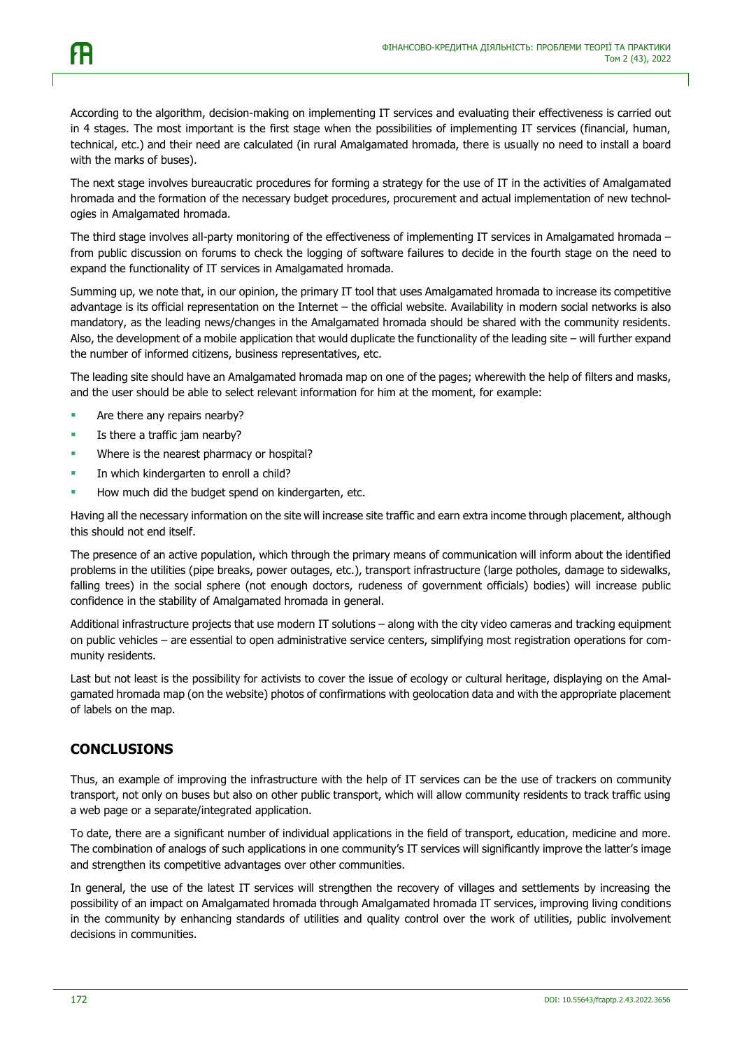According to the algorithm, decision-making on implementing IT services and evaluating their effectiveness is carried out in 4 stages. The most important is the first stage when the possibilities of implementing IT services (financial, human, technical, etc.) and their need are calculated (in rural Amalgamated hromada, there is usually no need to install a board with the marks of buses).

The next stage involves bureaucratic procedures for forming a strategy for the use of IT in the activities of Amalgamated hromada and the formation of the necessary budget procedures, procurement and actual implementation of new technologies in Amalgamated hromada.

The third stage involves all-party monitoring of the effectiveness of implementing IT services in Amalgamated hromada – from public discussion on forums to check the logging of software failures to decide in the fourth stage on the need to expand the functionality of IT services in Amalgamated hromada.

Summing up, we note that, in our opinion, the primary IT tool that uses Amalgamated hromada to increase its competitive advantage is its official representation on the Internet – the official website. Availability in modern social networks is also mandatory, as the leading news/changes in the Amalgamated hromada should be shared with the community residents. Also, the development of a mobile application that would duplicate the functionality of the leading site – will further expand the number of informed citizens, business representatives, etc.

The leading site should have an Amalgamated hromada map on one of the pages; wherewith the help of filters and masks, and the user should be able to select relevant information for him at the moment, for example:

- Are there any repairs nearby?
- Is there a traffic jam nearby?
- Where is the nearest pharmacy or hospital?
- In which kindergarten to enroll a child?
- How much did the budget spend on kindergarten, etc.

Having all the necessary information on the site will increase site traffic and earn extra income through placement, although this should not end itself.

The presence of an active population, which through the primary means of communication will inform about the identified problems in the utilities (pipe breaks, power outages, etc.), transport infrastructure (large potholes, damage to sidewalks, falling trees) in the social sphere (not enough doctors, rudeness of government officials) bodies) will increase public confidence in the stability of Amalgamated hromada in general.

Additional infrastructure projects that use modern IT solutions – along with the city video cameras and tracking equipment on public vehicles – are essential to open administrative service centers, simplifying most registration operations for community residents.

Last but not least is the possibility for activists to cover the issue of ecology or cultural heritage, displaying on the Amalgamated hromada map (on the website) photos of confirmations with geolocation data and with the appropriate placement of labels on the map.

## CONCLUSIONS

Thus, an example of improving the infrastructure with the help of IT services can be the use of trackers on community transport, not only on buses but also on other public transport, which will allow community residents to track traffic using a web page or a separate/integrated application.

To date, there are a significant number of individual applications in the field of transport, education, medicine and more. The combination of analogs of such applications in one community's IT services will significantly improve the latter's image and strengthen its competitive advantages over other communities.

In general, the use of the latest IT services will strengthen the recovery of villages and settlements by increasing the possibility of an impact on Amalgamated hromada through Amalgamated hromada IT services, improving living conditions in the community by enhancing standards of utilities and quality control over the work of utilities, public involvement decisions in communities.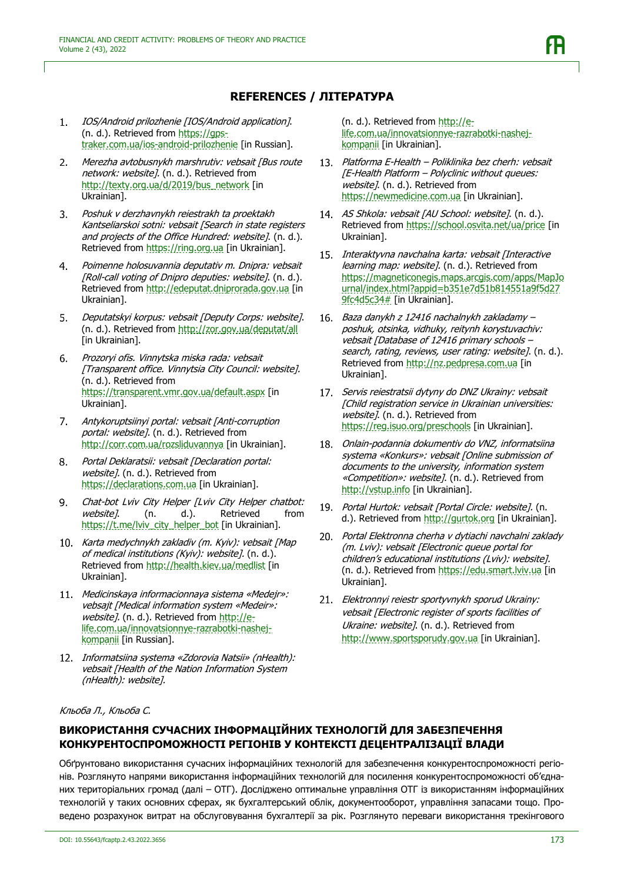## REFERENCES / ЛІТЕРАТУРА

1. *IOS/Android prilozhenie [IOS/Android application]*. (n. d.). Retrieved from https://gps-traker.com.ua/ios-android-prilozhenie [in Russian].
2. *Merezha avtobusnykh marshrutiv: vebsait [Bus route network: website]*. (n. d.). Retrieved from http://texty.org.ua/d/2019/bus_network [in Ukrainian].
3. *Poshuk v derzhavnykh reiestrakh ta proektakh Kantseliarskoi sotni: vebsait [Search in state registers and projects of the Office Hundred: website]*. (n. d.). Retrieved from https://ring.org.ua [in Ukrainian].
4. *Poimenne holosuvannia deputativ m. Dnipra: vebsait [Roll-call voting of Dnipro deputies: website]*. (n. d.). Retrieved from http://edeputat.dniprorada.gov.ua [in Ukrainian].
5. *Deputatskyi korpus: vebsait [Deputy Corps: website]*. (n. d.). Retrieved from http://zor.gov.ua/deputat/all [in Ukrainian].
6. *Prozoryi ofis. Vinnytska miska rada: vebsait [Transparent office. Vinnytsia City Council: website]*. (n. d.). Retrieved from https://transparent.vmr.gov.ua/default.aspx [in Ukrainian].
7. *Antykoruptsiinyi portal: vebsait [Anti-corruption portal: website]*. (n. d.). Retrieved from http://corr.com.ua/rozsliduvannya [in Ukrainian].
8. *Portal Deklaratsii: vebsait [Declaration portal: website]*. (n. d.). Retrieved from https://declarations.com.ua [in Ukrainian].
9. *Chat-bot Lviv City Helper [Lviv City Helper chatbot: website]*. (n. d.). Retrieved from https://t.me/lviv_city_helper_bot [in Ukrainian].
10. *Karta medychnykh zakladiv (m. Kyiv): vebsait [Map of medical institutions (Kyiv): website]*. (n. d.). Retrieved from http://health.kiev.ua/medlist [in Ukrainian].
11. *Medicinskaya informacionnaya sistema «Medejr»: vebsajt [Medical information system «Medeir»: website]*. (n. d.). Retrieved from http://e-life.com.ua/innovatsionnye-razrabotki-nashej-kompanii [in Russian].
12. *Informatsiina systema «Zdorovia Natsii» (nHealth): vebsait [Health of the Nation Information System (nHealth): website]*. (n. d.). Retrieved from http://e-life.com.ua/innovatsionnye-razrabotki-nashej-kompanii [in Ukrainian].
13. *Platforma E-Health – Poliklinika bez cherh: vebsait [E-Health Platform – Polyclinic without queues: website]*. (n. d.). Retrieved from https://newmedicine.com.ua [in Ukrainian].
14. *AS Shkola: vebsait [AU School: website]*. (n. d.). Retrieved from https://school.osvita.net/ua/price [in Ukrainian].
15. *Interaktyvna navchalna karta: vebsait [Interactive learning map: website]*. (n. d.). Retrieved from https://magneticonegis.maps.arcgis.com/apps/MapJournal/index.html?appid=b351e7d51b814551a9f5d279fc4d5c34# [in Ukrainian].
16. *Baza danykh z 12416 nachalnykh zakladamy – poshuk, otsinka, vidhuky, reitynh korystuvachiv: vebsait [Database of 12416 primary schools – search, rating, reviews, user rating: website]*. (n. d.). Retrieved from http://nz.pedpresa.com.ua [in Ukrainian].
17. *Servis reiestratsii dytyny do DNZ Ukrainy: vebsait [Child registration service in Ukrainian universities: website]*. (n. d.). Retrieved from https://reg.isuo.org/preschools [in Ukrainian].
18. *Onlain-podannia dokumentiv do VNZ, informatsiina systema «Konkurs»: vebsait [Online submission of documents to the university, information system «Competition»: website]*. (n. d.). Retrieved from http://vstup.info [in Ukrainian].
19. *Portal Hurtok: vebsait [Portal Circle: website]*. (n. d.). Retrieved from http://gurtok.org [in Ukrainian].
20. *Portal Elektronna cherha v dytiachi navchalni zaklady (m. Lviv): vebsait [Electronic queue portal for children's educational institutions (Lviv): website]*. (n. d.). Retrieved from https://edu.smart.lviv.ua [in Ukrainian].
21. *Elektronnyi reiestr sportyvnykh sporud Ukrainy: vebsait [Electronic register of sports facilities of Ukraine: website]*. (n. d.). Retrieved from http://www.sportsporudy.gov.ua [in Ukrainian].

*Кльоба Л., Кльоба С.*

### ВИКОРИСТАННЯ СУЧАСНИХ ІНФОРМАЦІЙНИХ ТЕХНОЛОГІЙ ДЛЯ ЗАБЕЗПЕЧЕННЯ КОНКУРЕНТОСПРОМОЖНОСТІ РЕГІОНІВ У КОНТЕКСТІ ДЕЦЕНТРАЛІЗАЦІЇ ВЛАДИ

Обґрунтовано використання сучасних інформаційних технологій для забезпечення конкурентоспроможності регіонів. Розглянуто напрями використання інформаційних технологій для посилення конкурентоспроможності об'єднаних територіальних громад (далі – ОТГ). Досліджено оптимальне управління ОТГ із використанням інформаційних технологій у таких основних сферах, як бухгалтерський облік, документообіг, управління запасами тощо. Проведено розрахунок витрат на обслуговування бухгалтерії за рік. Розглянуто переваги використання трекінгового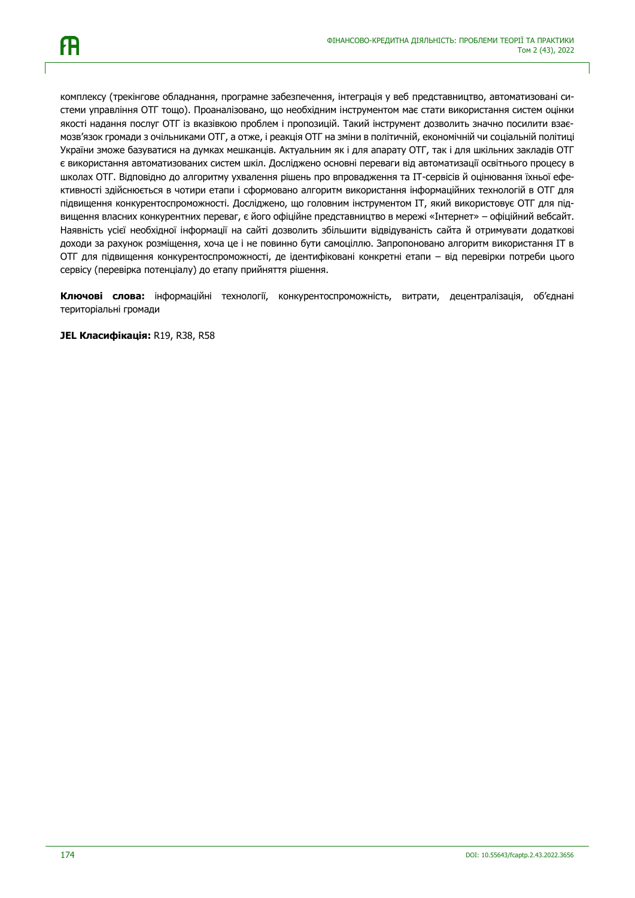комплексу (трекінгове обладнання, програмне забезпечення, інтеграція у веб представництво, автоматизовані системи управління ОТГ тощо). Проаналізовано, що необхідним інструментом має стати використання систем оцінки якості надання послуг ОТГ із вказівкою проблем і пропозицій. Такий інструмент дозволить значно посилити взаємозв'язок громади з очільниками ОТГ, а отже, і реакція ОТГ на зміни в політичній, економічній чи соціальній політиці України зможе базуватися на думках мешканців. Актуальним як і для апарату ОТГ, так і для шкільних закладів ОТГ є використання автоматизованих систем шкіл. Досліджено основні переваги від автоматизації освітнього процесу в школах ОТГ. Відповідно до алгоритму ухвалення рішень про впровадження та IT-сервісів й оцінювання їхньої ефективності здійснюється в чотири етапи і сформовано алгоритм використання інформаційних технологій в ОТГ для підвищення конкурентоспроможності. Досліджено, що головним інструментом IT, який використовує ОТГ для підвищення власних конкурентних переваг, є його офіційне представництво в мережі «Інтернет» – офіційний вебсайт. Наявність усієї необхідної інформації на сайті дозволить збільшити відвідуваність сайта й отримувати додаткові доходи за рахунок розміщення, хоча це і не повинно бути самоціллю. Запропоновано алгоритм використання IT в ОТГ для підвищення конкурентоспроможності, де ідентифіковані конкретні етапи – від перевірки потреби цього сервісу (перевірка потенціалу) до етапу прийняття рішення.

**Ключові слова:** інформаційні технології, конкурентоспроможність, витрати, децентралізація, об'єднані територіальні громади

**JEL Класифікація:** R19, R38, R58